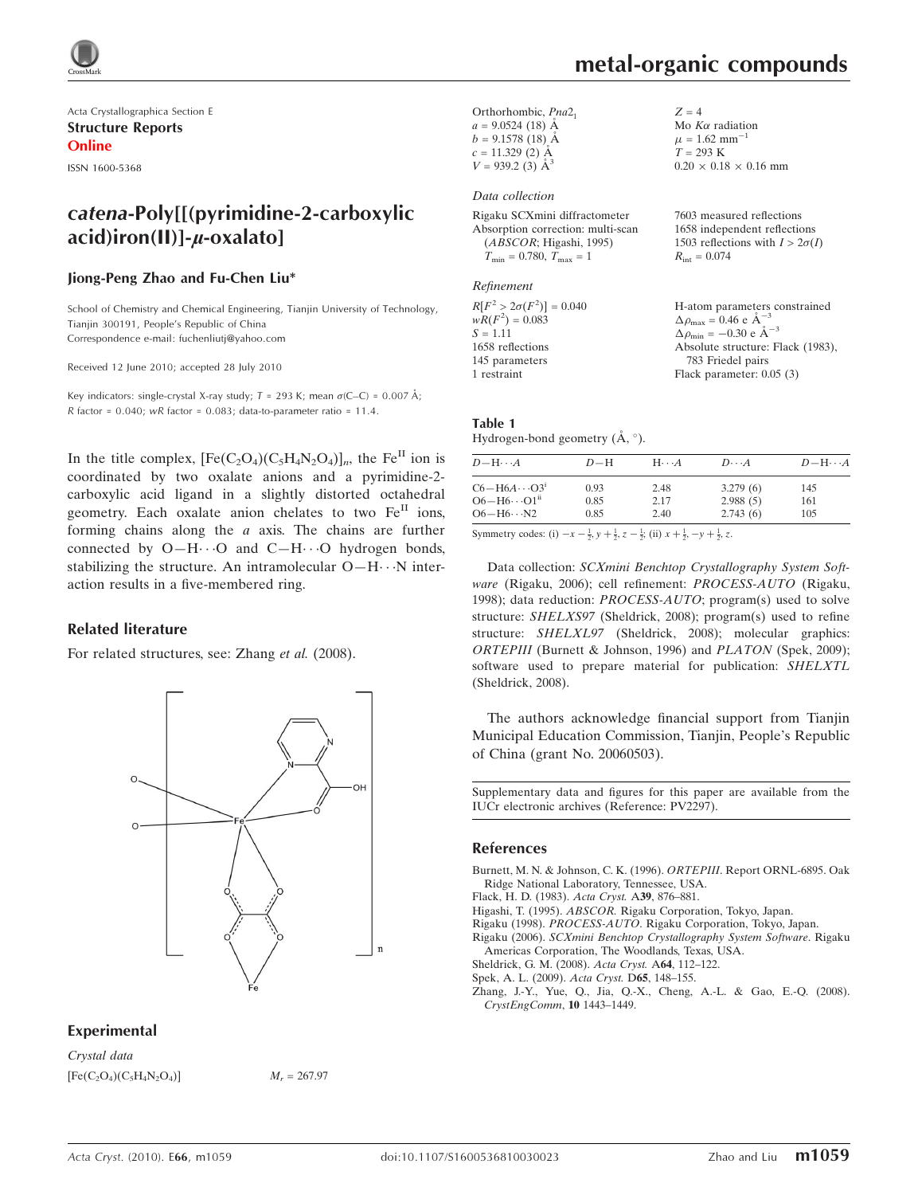Acta Crystallographica Section E

**Structure Reports Online**

ISSN 1600-5368

# *catena*-Poly[[(pyrimidine-2-carboxylic acid)iron(II)]-μ-oxalato]

**Jiong-Peng Zhao and Fu-Chen Liu***

School of Chemistry and Chemical Engineering, Tianjin University of Technology, Tianjin 300191, People's Republic of China
Correspondence e-mail: fuchenliutj@yahoo.com

Received 12 June 2010; accepted 28 July 2010

Key indicators: single-crystal X-ray study; $T$ = 293 K; mean $\sigma$(C–C) = 0.007 Å; $R$ factor = 0.040; $wR$ factor = 0.083; data-to-parameter ratio = 11.4.

In the title complex, $[Fe(C_2O_4)(C_5H_4N_2O_4)]_n$, the $Fe^{II}$ ion is coordinated by two oxalate anions and a pyrimidine-2-carboxylic acid ligand in a slightly distorted octahedral geometry. Each oxalate anion chelates to two $Fe^{II}$ ions, forming chains along the $a$ axis. The chains are further connected by O—H⋯O and C—H⋯O hydrogen bonds, stabilizing the structure. An intramolecular O—H⋯N interaction results in a five-membered ring.

## Related literature

For related structures, see: Zhang *et al.* (2008).

## Experimental

### Crystal data

$[Fe(C_2O_4)(C_5H_4N_2O_4)]$

$M_r$ = 267.97

Orthorhombic, $Pna2_1$

$a$ = 9.0524 (18) Å

$b$ = 9.1578 (18) Å

$c$ = 11.329 (2) Å

$V$ = 939.2 (3) Å$^3$

$Z$ = 4

Mo $K\alpha$ radiation

$\mu$ = 1.62 mm$^{-1}$

$T$ = 293 K

0.20 × 0.18 × 0.16 mm

### Data collection

Rigaku SCXmini diffractometer

Absorption correction: multi-scan (*ABSCOR*; Higashi, 1995)
$T_{min}$ = 0.780, $T_{max}$ = 1

7603 measured reflections

1658 independent reflections

1503 reflections with $I > 2\sigma(I)$

$R_{int}$ = 0.074

### Refinement

$R[F^2 > 2\sigma(F^2)]$ = 0.040

$wR(F^2)$ = 0.083

$S$ = 1.11

1658 reflections

145 parameters

1 restraint

H-atom parameters constrained

$\Delta\rho_{max}$ = 0.46 e Å$^{-3}$

$\Delta\rho_{min}$ = −0.30 e Å$^{-3}$

Absolute structure: Flack (1983), 783 Friedel pairs

Flack parameter: 0.05 (3)

**Table 1**
Hydrogen-bond geometry (Å, °).

| $D$—H⋯$A$ | $D$—H | H⋯$A$ | $D$⋯$A$ | $D$—H⋯$A$ |
|---|---|---|---|---|
| C6—H6$A$⋯O3$^{i}$ | 0.93 | 2.48 | 3.279 (6) | 145 |
| O6—H6⋯O1$^{ii}$ | 0.85 | 2.17 | 2.988 (5) | 161 |
| O6—H6⋯N2 | 0.85 | 2.40 | 2.743 (6) | 105 |

Symmetry codes: (i) $-x-\frac{1}{2}, y+\frac{1}{2}, z-\frac{1}{2}$; (ii) $x+\frac{1}{2}, -y+\frac{1}{2}, z$.

Data collection: *SCXmini Benchtop Crystallography System Software* (Rigaku, 2006); cell refinement: *PROCESS-AUTO* (Rigaku, 1998); data reduction: *PROCESS-AUTO*; program(s) used to solve structure: *SHELXS97* (Sheldrick, 2008); program(s) used to refine structure: *SHELXL97* (Sheldrick, 2008); molecular graphics: *ORTEPIII* (Burnett & Johnson, 1996) and *PLATON* (Spek, 2009); software used to prepare material for publication: *SHELXTL* (Sheldrick, 2008).

The authors acknowledge financial support from Tianjin Municipal Education Commission, Tianjin, People's Republic of China (grant No. 20060503).

Supplementary data and figures for this paper are available from the IUCr electronic archives (Reference: PV2297).

## References

Burnett, M. N. & Johnson, C. K. (1996). *ORTEPIII*. Report ORNL-6895. Oak Ridge National Laboratory, Tennessee, USA.
Flack, H. D. (1983). *Acta Cryst.* A**39**, 876–881.
Higashi, T. (1995). *ABSCOR*. Rigaku Corporation, Tokyo, Japan.
Rigaku (1998). *PROCESS-AUTO*. Rigaku Corporation, Tokyo, Japan.
Rigaku (2006). *SCXmini Benchtop Crystallography System Software*. Rigaku Americas Corporation, The Woodlands, Texas, USA.
Sheldrick, G. M. (2008). *Acta Cryst.* A**64**, 112–122.
Spek, A. L. (2009). *Acta Cryst.* D**65**, 148–155.
Zhang, J.-Y., Yue, Q., Jia, Q.-X., Cheng, A.-L. & Gao, E.-Q. (2008). *CrystEngComm*, **10** 1443–1449.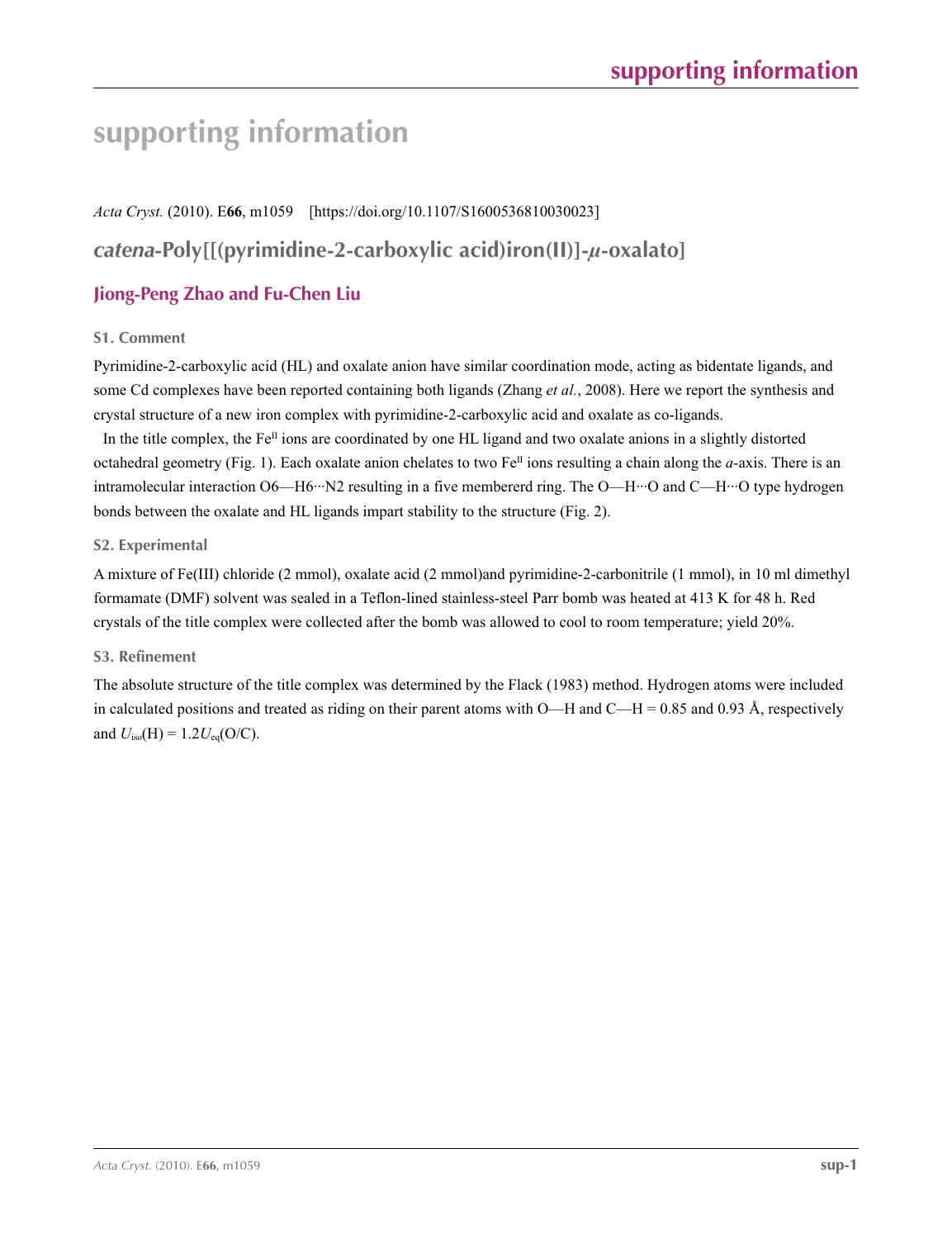# supporting information

*Acta Cryst.* (2010). E**66**, m1059 [https://doi.org/10.1107/S1600536810030023]

## *catena*-Poly[[(pyrimidine-2-carboxylic acid)iron(II)]-$\mu$-oxalato]

### Jiong-Peng Zhao and Fu-Chen Liu

#### S1. Comment

Pyrimidine-2-carboxylic acid (HL) and oxalate anion have similar coordination mode, acting as bidentate ligands, and some Cd complexes have been reported containing both ligands (Zhang *et al.*, 2008). Here we report the synthesis and crystal structure of a new iron complex with pyrimidine-2-carboxylic acid and oxalate as co-ligands.

In the title complex, the $Fe^{II}$ ions are coordinated by one HL ligand and two oxalate anions in a slightly distorted octahedral geometry (Fig. 1). Each oxalate anion chelates to two $Fe^{II}$ ions resulting a chain along the *a*-axis. There is an intramolecular interaction O6—H6···N2 resulting in a five membererd ring. The O—H···O and C—H···O type hydrogen bonds between the oxalate and HL ligands impart stability to the structure (Fig. 2).

#### S2. Experimental

A mixture of Fe(III) chloride (2 mmol), oxalate acid (2 mmol)and pyrimidine-2-carbonitrile (1 mmol), in 10 ml dimethyl formamate (DMF) solvent was sealed in a Teflon-lined stainless-steel Parr bomb was heated at 413 K for 48 h. Red crystals of the title complex were collected after the bomb was allowed to cool to room temperature; yield 20%.

#### S3. Refinement

The absolute structure of the title complex was determined by the Flack (1983) method. Hydrogen atoms were included in calculated positions and treated as riding on their parent atoms with O—H and C—H = 0.85 and 0.93 Å, respectively and $U_{iso}(H) = 1.2U_{eq}(O/C)$.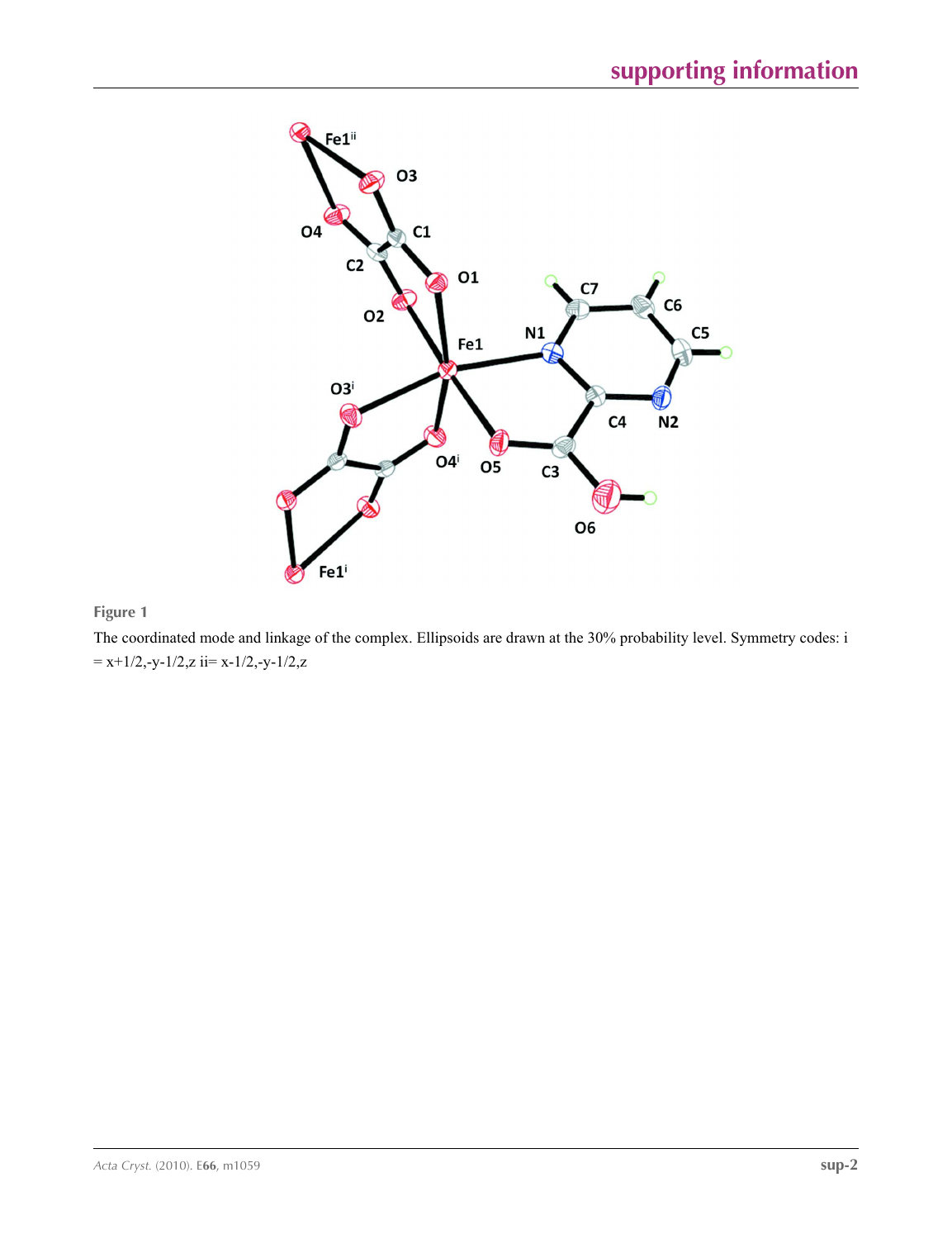**Figure 1**

The coordinated mode and linkage of the complex. Ellipsoids are drawn at the 30% probability level. Symmetry codes: i = x+1/2,-y-1/2,z ii= x-1/2,-y-1/2,z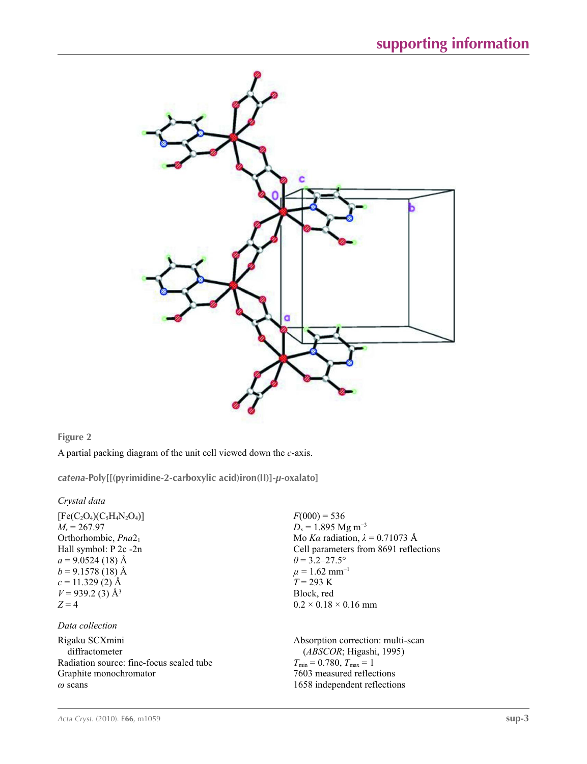**Figure 2**

A partial packing diagram of the unit cell viewed down the *c*-axis.

## *catena*-Poly[[(pyrimidine-2-carboxylic acid)iron(II)]-$\mu$-oxalato]

### *Crystal data*

$[Fe(C_2O_4)(C_5H_4N_2O_4)]$
$M_r = 267.97$
Orthorhombic, $Pna2_1$
Hall symbol: P 2c -2n
$a = 9.0524$ (18) Å
$b = 9.1578$ (18) Å
$c = 11.329$ (2) Å
$V = 939.2$ (3) Å$^3$
$Z = 4$
$F(000) = 536$
$D_x = 1.895$ Mg m$^{-3}$
Mo $K\alpha$ radiation, $\lambda = 0.71073$ Å
Cell parameters from 8691 reflections
$\theta = 3.2$–$27.5°$
$\mu = 1.62$ mm$^{-1}$
$T = 293$ K
Block, red
$0.2 \times 0.18 \times 0.16$ mm

### *Data collection*

Rigaku SCXmini diffractometer
Radiation source: fine-focus sealed tube
Graphite monochromator
$\omega$ scans
Absorption correction: multi-scan (*ABSCOR*; Higashi, 1995)
$T_{min} = 0.780$, $T_{max} = 1$
7603 measured reflections
1658 independent reflections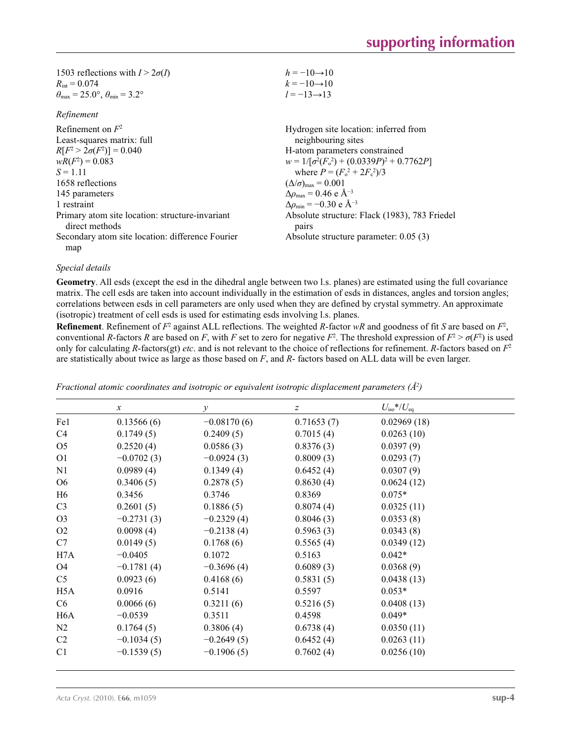1503 reflections with $I > 2\sigma(I)$
$R_{int} = 0.074$
$\theta_{max} = 25.0°$, $\theta_{min} = 3.2°$
$h = -10 \rightarrow 10$
$k = -10 \rightarrow 10$
$l = -13 \rightarrow 13$

*Refinement*

Refinement on $F^2$
Least-squares matrix: full
$R[F^2 > 2\sigma(F^2)] = 0.040$
$wR(F^2) = 0.083$
$S = 1.11$
1658 reflections
145 parameters
1 restraint
Primary atom site location: structure-invariant direct methods
Secondary atom site location: difference Fourier map
Hydrogen site location: inferred from neighbouring sites
H-atom parameters constrained
$w = 1/[\sigma^2(F_o^2) + (0.0339P)^2 + 0.7762P]$
where $P = (F_o^2 + 2F_c^2)/3$
$(\Delta/\sigma)_{max} = 0.001$
$\Delta\rho_{max} = 0.46$ e Å$^{-3}$
$\Delta\rho_{min} = -0.30$ e Å$^{-3}$
Absolute structure: Flack (1983), 783 Friedel pairs
Absolute structure parameter: 0.05 (3)

*Special details*

**Geometry**. All esds (except the esd in the dihedral angle between two l.s. planes) are estimated using the full covariance matrix. The cell esds are taken into account individually in the estimation of esds in distances, angles and torsion angles; correlations between esds in cell parameters are only used when they are defined by crystal symmetry. An approximate (isotropic) treatment of cell esds is used for estimating esds involving l.s. planes.

**Refinement**. Refinement of $F^2$ against ALL reflections. The weighted $R$-factor $wR$ and goodness of fit $S$ are based on $F^2$, conventional $R$-factors $R$ are based on $F$, with $F$ set to zero for negative $F^2$. The threshold expression of $F^2 > \sigma(F^2)$ is used only for calculating $R$-factors(gt) *etc*. and is not relevant to the choice of reflections for refinement. $R$-factors based on $F^2$ are statistically about twice as large as those based on $F$, and $R$- factors based on ALL data will be even larger.

*Fractional atomic coordinates and isotropic or equivalent isotropic displacement parameters (Å$^2$)*

| | $x$ | $y$ | $z$ | $U_{iso}$*/$U_{eq}$ |
|---|---|---|---|---|
| Fe1 | 0.13566 (6) | −0.08170 (6) | 0.71653 (7) | 0.02969 (18) |
| C4 | 0.1749 (5) | 0.2409 (5) | 0.7015 (4) | 0.0263 (10) |
| O5 | 0.2520 (4) | 0.0586 (3) | 0.8376 (3) | 0.0397 (9) |
| O1 | −0.0702 (3) | −0.0924 (3) | 0.8009 (3) | 0.0293 (7) |
| N1 | 0.0989 (4) | 0.1349 (4) | 0.6452 (4) | 0.0307 (9) |
| O6 | 0.3406 (5) | 0.2878 (5) | 0.8630 (4) | 0.0624 (12) |
| H6 | 0.3456 | 0.3746 | 0.8369 | 0.075* |
| C3 | 0.2601 (5) | 0.1886 (5) | 0.8074 (4) | 0.0325 (11) |
| O3 | −0.2731 (3) | −0.2329 (4) | 0.8046 (3) | 0.0353 (8) |
| O2 | 0.0098 (4) | −0.2138 (4) | 0.5963 (3) | 0.0343 (8) |
| C7 | 0.0149 (5) | 0.1768 (6) | 0.5565 (4) | 0.0349 (12) |
| H7A | −0.0405 | 0.1072 | 0.5163 | 0.042* |
| O4 | −0.1781 (4) | −0.3696 (4) | 0.6089 (3) | 0.0368 (9) |
| C5 | 0.0923 (6) | 0.4168 (6) | 0.5831 (5) | 0.0438 (13) |
| H5A | 0.0916 | 0.5141 | 0.5597 | 0.053* |
| C6 | 0.0066 (6) | 0.3211 (6) | 0.5216 (5) | 0.0408 (13) |
| H6A | −0.0539 | 0.3511 | 0.4598 | 0.049* |
| N2 | 0.1764 (5) | 0.3806 (4) | 0.6738 (4) | 0.0350 (11) |
| C2 | −0.1034 (5) | −0.2649 (5) | 0.6452 (4) | 0.0263 (11) |
| C1 | −0.1539 (5) | −0.1906 (5) | 0.7602 (4) | 0.0256 (10) |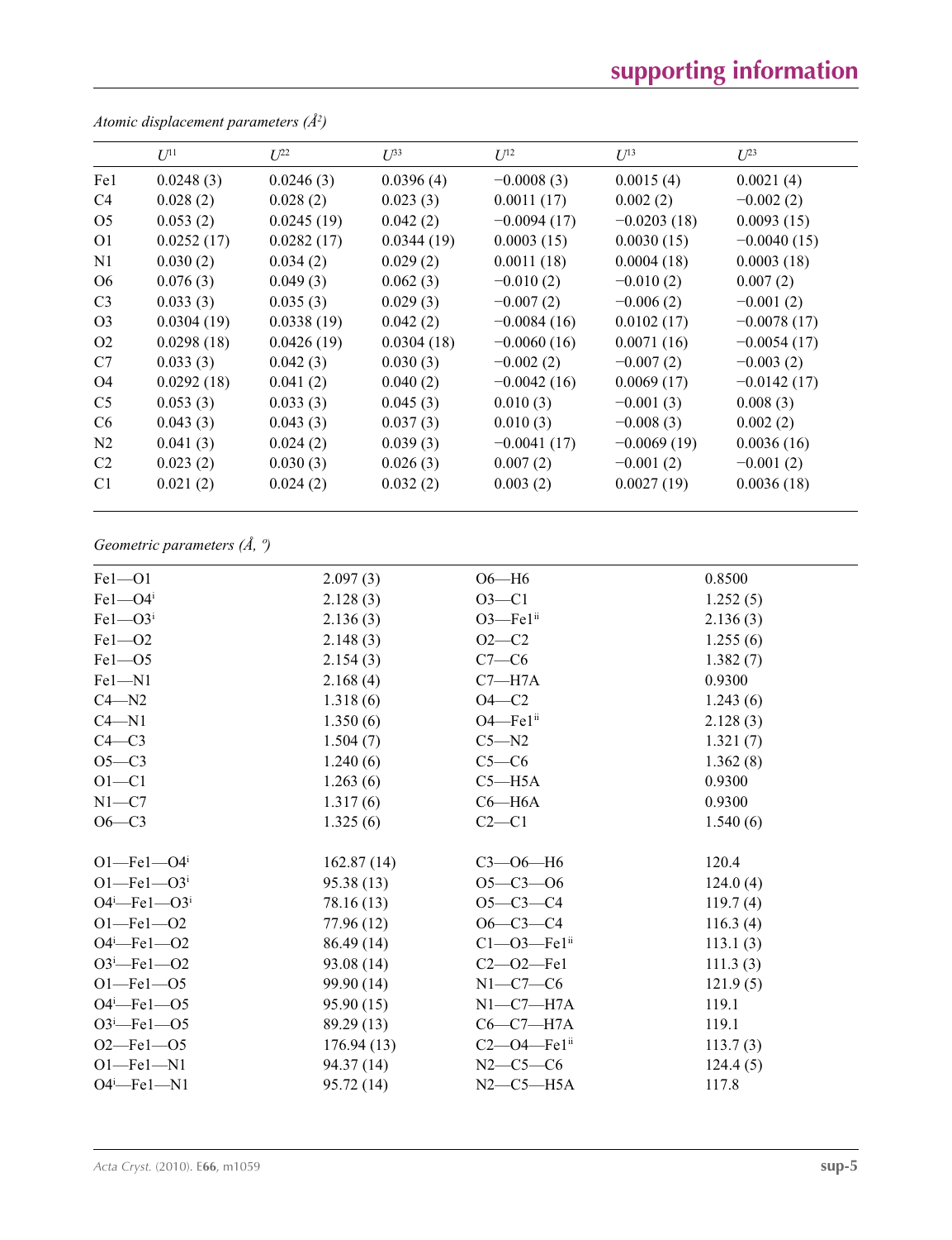*Atomic displacement parameters ($Å^2$)*

| | $U^{11}$ | $U^{22}$ | $U^{33}$ | $U^{12}$ | $U^{13}$ | $U^{23}$ |
|---|---|---|---|---|---|---|
| Fe1 | 0.0248 (3) | 0.0246 (3) | 0.0396 (4) | −0.0008 (3) | 0.0015 (4) | 0.0021 (4) |
| C4 | 0.028 (2) | 0.028 (2) | 0.023 (3) | 0.0011 (17) | 0.002 (2) | −0.002 (2) |
| O5 | 0.053 (2) | 0.0245 (19) | 0.042 (2) | −0.0094 (17) | −0.0203 (18) | 0.0093 (15) |
| O1 | 0.0252 (17) | 0.0282 (17) | 0.0344 (19) | 0.0003 (15) | 0.0030 (15) | −0.0040 (15) |
| N1 | 0.030 (2) | 0.034 (2) | 0.029 (2) | 0.0011 (18) | 0.0004 (18) | 0.0003 (18) |
| O6 | 0.076 (3) | 0.049 (3) | 0.062 (3) | −0.010 (2) | −0.010 (2) | 0.007 (2) |
| C3 | 0.033 (3) | 0.035 (3) | 0.029 (3) | −0.007 (2) | −0.006 (2) | −0.001 (2) |
| O3 | 0.0304 (19) | 0.0338 (19) | 0.042 (2) | −0.0084 (16) | 0.0102 (17) | −0.0078 (17) |
| O2 | 0.0298 (18) | 0.0426 (19) | 0.0304 (18) | −0.0060 (16) | 0.0071 (16) | −0.0054 (17) |
| C7 | 0.033 (3) | 0.042 (3) | 0.030 (3) | −0.002 (2) | −0.007 (2) | −0.003 (2) |
| O4 | 0.0292 (18) | 0.041 (2) | 0.040 (2) | −0.0042 (16) | 0.0069 (17) | −0.0142 (17) |
| C5 | 0.053 (3) | 0.033 (3) | 0.045 (3) | 0.010 (3) | −0.001 (3) | 0.008 (3) |
| C6 | 0.043 (3) | 0.043 (3) | 0.037 (3) | 0.010 (3) | −0.008 (3) | 0.002 (2) |
| N2 | 0.041 (3) | 0.024 (2) | 0.039 (3) | −0.0041 (17) | −0.0069 (19) | 0.0036 (16) |
| C2 | 0.023 (2) | 0.030 (3) | 0.026 (3) | 0.007 (2) | −0.001 (2) | −0.001 (2) |
| C1 | 0.021 (2) | 0.024 (2) | 0.032 (2) | 0.003 (2) | 0.0027 (19) | 0.0036 (18) |

*Geometric parameters (Å, º)*

| | | | |
|---|---|---|---|
| Fe1—O1 | 2.097 (3) | O6—H6 | 0.8500 |
| Fe1—O4$^{i}$ | 2.128 (3) | O3—C1 | 1.252 (5) |
| Fe1—O3$^{i}$ | 2.136 (3) | O3—Fe1$^{ii}$ | 2.136 (3) |
| Fe1—O2 | 2.148 (3) | O2—C2 | 1.255 (6) |
| Fe1—O5 | 2.154 (3) | C7—C6 | 1.382 (7) |
| Fe1—N1 | 2.168 (4) | C7—H7A | 0.9300 |
| C4—N2 | 1.318 (6) | O4—C2 | 1.243 (6) |
| C4—N1 | 1.350 (6) | O4—Fe1$^{ii}$ | 2.128 (3) |
| C4—C3 | 1.504 (7) | C5—N2 | 1.321 (7) |
| O5—C3 | 1.240 (6) | C5—C6 | 1.362 (8) |
| O1—C1 | 1.263 (6) | C5—H5A | 0.9300 |
| N1—C7 | 1.317 (6) | C6—H6A | 0.9300 |
| O6—C3 | 1.325 (6) | C2—C1 | 1.540 (6) |
| | | | |
| O1—Fe1—O4$^{i}$ | 162.87 (14) | C3—O6—H6 | 120.4 |
| O1—Fe1—O3$^{i}$ | 95.38 (13) | O5—C3—O6 | 124.0 (4) |
| O4$^{i}$—Fe1—O3$^{i}$ | 78.16 (13) | O5—C3—C4 | 119.7 (4) |
| O1—Fe1—O2 | 77.96 (12) | O6—C3—C4 | 116.3 (4) |
| O4$^{i}$—Fe1—O2 | 86.49 (14) | C1—O3—Fe1$^{ii}$ | 113.1 (3) |
| O3$^{i}$—Fe1—O2 | 93.08 (14) | C2—O2—Fe1 | 111.3 (3) |
| O1—Fe1—O5 | 99.90 (14) | N1—C7—C6 | 121.9 (5) |
| O4$^{i}$—Fe1—O5 | 95.90 (15) | N1—C7—H7A | 119.1 |
| O3$^{i}$—Fe1—O5 | 89.29 (13) | C6—C7—H7A | 119.1 |
| O2—Fe1—O5 | 176.94 (13) | C2—O4—Fe1$^{ii}$ | 113.7 (3) |
| O1—Fe1—N1 | 94.37 (14) | N2—C5—C6 | 124.4 (5) |
| O4$^{i}$—Fe1—N1 | 95.72 (14) | N2—C5—H5A | 117.8 |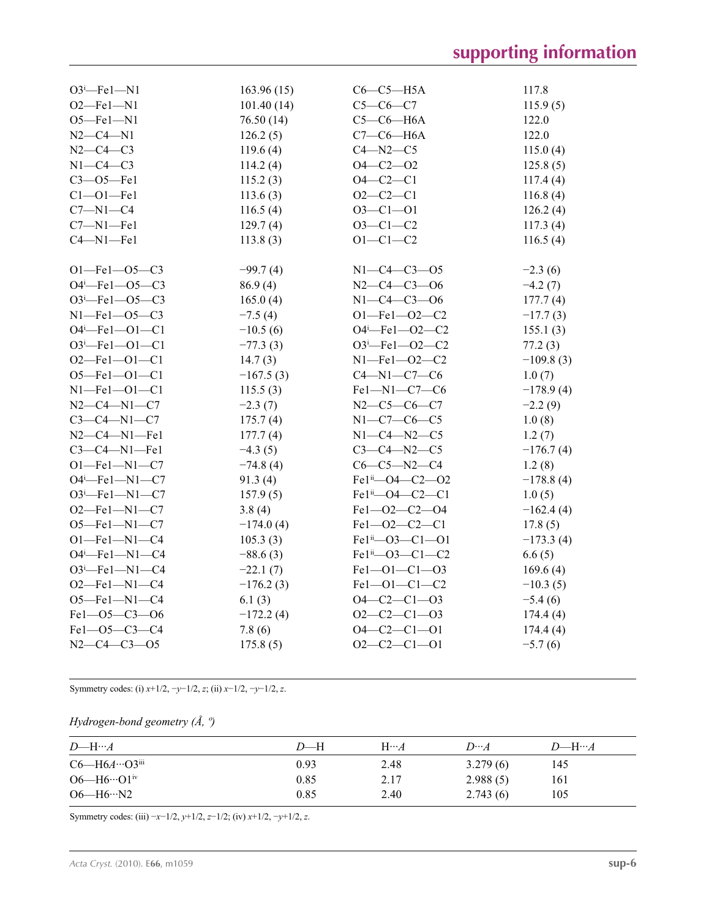| | | | |
|---|---|---|---|
| O3$^{i}$—Fe1—N1 | 163.96 (15) | C6—C5—H5A | 117.8 |
| O2—Fe1—N1 | 101.40 (14) | C5—C6—C7 | 115.9 (5) |
| O5—Fe1—N1 | 76.50 (14) | C5—C6—H6A | 122.0 |
| N2—C4—N1 | 126.2 (5) | C7—C6—H6A | 122.0 |
| N2—C4—C3 | 119.6 (4) | C4—N2—C5 | 115.0 (4) |
| N1—C4—C3 | 114.2 (4) | O4—C2—O2 | 125.8 (5) |
| C3—O5—Fe1 | 115.2 (3) | O4—C2—C1 | 117.4 (4) |
| C1—O1—Fe1 | 113.6 (3) | O2—C2—C1 | 116.8 (4) |
| C7—N1—C4 | 116.5 (4) | O3—C1—O1 | 126.2 (4) |
| C7—N1—Fe1 | 129.7 (4) | O3—C1—C2 | 117.3 (4) |
| C4—N1—Fe1 | 113.8 (3) | O1—C1—C2 | 116.5 (4) |
| | | | |
| O1—Fe1—O5—C3 | −99.7 (4) | N1—C4—C3—O5 | −2.3 (6) |
| O4$^{i}$—Fe1—O5—C3 | 86.9 (4) | N2—C4—C3—O6 | −4.2 (7) |
| O3$^{i}$—Fe1—O5—C3 | 165.0 (4) | N1—C4—C3—O6 | 177.7 (4) |
| N1—Fe1—O5—C3 | −7.5 (4) | O1—Fe1—O2—C2 | −17.7 (3) |
| O4$^{i}$—Fe1—O1—C1 | −10.5 (6) | O4$^{i}$—Fe1—O2—C2 | 155.1 (3) |
| O3$^{i}$—Fe1—O1—C1 | −77.3 (3) | O3$^{i}$—Fe1—O2—C2 | 77.2 (3) |
| O2—Fe1—O1—C1 | 14.7 (3) | N1—Fe1—O2—C2 | −109.8 (3) |
| O5—Fe1—O1—C1 | −167.5 (3) | C4—N1—C7—C6 | 1.0 (7) |
| N1—Fe1—O1—C1 | 115.5 (3) | Fe1—N1—C7—C6 | −178.9 (4) |
| N2—C4—N1—C7 | −2.3 (7) | N2—C5—C6—C7 | −2.2 (9) |
| C3—C4—N1—C7 | 175.7 (4) | N1—C7—C6—C5 | 1.0 (8) |
| N2—C4—N1—Fe1 | 177.7 (4) | N1—C4—N2—C5 | 1.2 (7) |
| C3—C4—N1—Fe1 | −4.3 (5) | C3—C4—N2—C5 | −176.7 (4) |
| O1—Fe1—N1—C7 | −74.8 (4) | C6—C5—N2—C4 | 1.2 (8) |
| O4$^{i}$—Fe1—N1—C7 | 91.3 (4) | Fe1$^{ii}$—O4—C2—O2 | −178.8 (4) |
| O3$^{i}$—Fe1—N1—C7 | 157.9 (5) | Fe1$^{ii}$—O4—C2—C1 | 1.0 (5) |
| O2—Fe1—N1—C7 | 3.8 (4) | Fe1—O2—C2—O4 | −162.4 (4) |
| O5—Fe1—N1—C7 | −174.0 (4) | Fe1—O2—C2—C1 | 17.8 (5) |
| O1—Fe1—N1—C4 | 105.3 (3) | Fe1$^{ii}$—O3—C1—O1 | −173.3 (4) |
| O4$^{i}$—Fe1—N1—C4 | −88.6 (3) | Fe1$^{ii}$—O3—C1—C2 | 6.6 (5) |
| O3$^{i}$—Fe1—N1—C4 | −22.1 (7) | Fe1—O1—C1—O3 | 169.6 (4) |
| O2—Fe1—N1—C4 | −176.2 (3) | Fe1—O1—C1—C2 | −10.3 (5) |
| O5—Fe1—N1—C4 | 6.1 (3) | O4—C2—C1—O3 | −5.4 (6) |
| Fe1—O5—C3—O6 | −172.2 (4) | O2—C2—C1—O3 | 174.4 (4) |
| Fe1—O5—C3—C4 | 7.8 (6) | O4—C2—C1—O1 | 174.4 (4) |
| N2—C4—C3—O5 | 175.8 (5) | O2—C2—C1—O1 | −5.7 (6) |

Symmetry codes: (i) $x+1/2, -y-1/2, z$; (ii) $x-1/2, -y-1/2, z$.

*Hydrogen-bond geometry (Å, º)*

| *D*—H···*A* | *D*—H | H···*A* | *D*···*A* | *D*—H···*A* |
|---|---|---|---|---|
| C6—H6*A*···O3$^{iii}$ | 0.93 | 2.48 | 3.279 (6) | 145 |
| O6—H6···O1$^{iv}$ | 0.85 | 2.17 | 2.988 (5) | 161 |
| O6—H6···N2 | 0.85 | 2.40 | 2.743 (6) | 105 |

Symmetry codes: (iii) $-x-1/2, y+1/2, z-1/2$; (iv) $x+1/2, -y+1/2, z$.